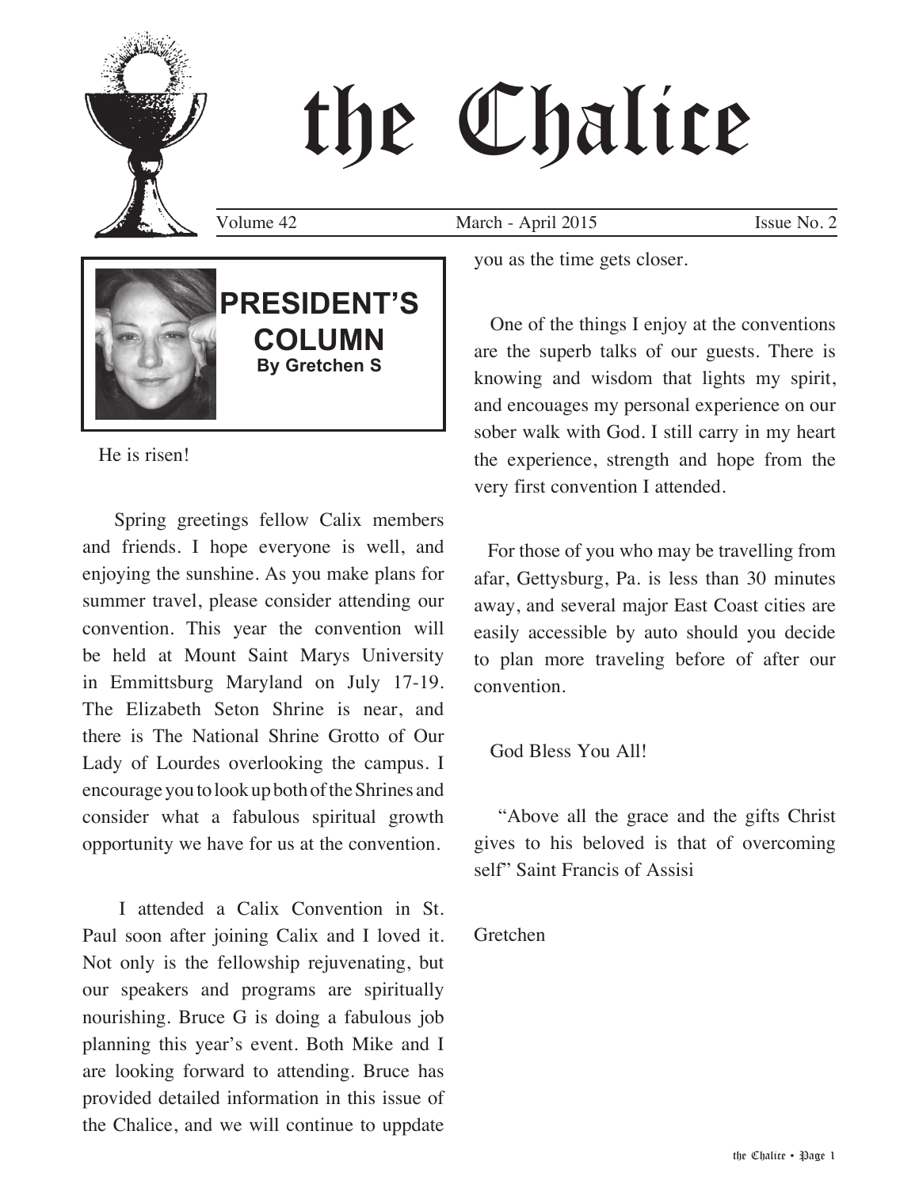# the Chalice

Volume 42 March - April 2015 Issue No. 2

## PRESIDENT'S COLUMN

**By Gretchen S**

He is risen!

Spring greetings fellow Calix members and friends. I hope everyone is well, and enjoying the sunshine. As you make plans for summer travel, please consider attending our convention. This year the convention will be held at Mount Saint Marys University in Emmittsburg Maryland on July 17-19. The Elizabeth Seton Shrine is near, and there is The National Shrine Grotto of Our Lady of Lourdes overlooking the campus. I encourage you to look up both of the Shrines and consider what a fabulous spiritual growth opportunity we have for us at the convention.

I attended a Calix Convention in St. Paul soon after joining Calix and I loved it. Not only is the fellowship rejuvenating, but our speakers and programs are spiritually nourishing. Bruce G is doing a fabulous job planning this year's event. Both Mike and I are looking forward to attending. Bruce has provided detailed information in this issue of the Chalice, and we will continue to uppdate you as the time gets closer.

One of the things I enjoy at the conventions are the superb talks of our guests. There is knowing and wisdom that lights my spirit, and encouages my personal experience on our sober walk with God. I still carry in my heart the experience, strength and hope from the very first convention I attended.

For those of you who may be travelling from afar, Gettysburg, Pa. is less than 30 minutes away, and several major East Coast cities are easily accessible by auto should you decide to plan more traveling before of after our convention.

God Bless You All!

"Above all the grace and the gifts Christ gives to his beloved is that of overcoming self" Saint Francis of Assisi

Gretchen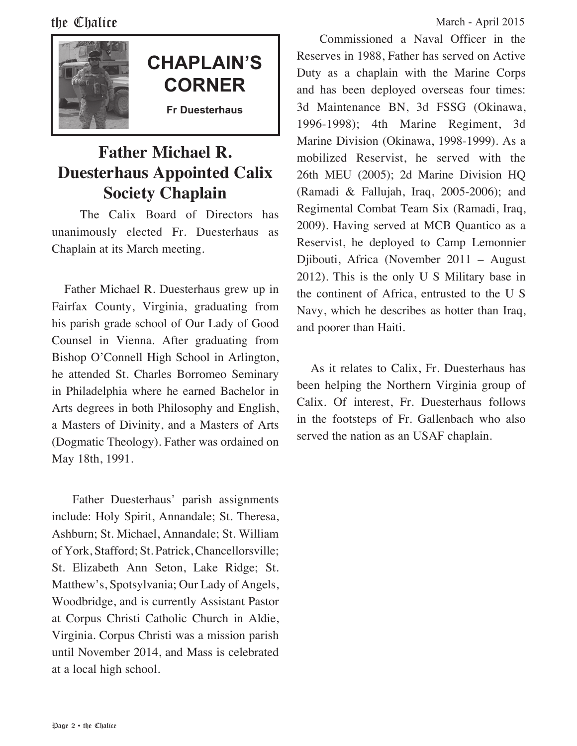## CHAPLAIN'S CORNER

**Fr Duesterhaus**

# Father Michael R. Duesterhaus Appointed Calix Society Chaplain

The Calix Board of Directors has unanimously elected Fr. Duesterhaus as Chaplain at its March meeting.

Father Michael R. Duesterhaus grew up in Fairfax County, Virginia, graduating from his parish grade school of Our Lady of Good Counsel in Vienna. After graduating from Bishop O'Connell High School in Arlington, he attended St. Charles Borromeo Seminary in Philadelphia where he earned Bachelor in Arts degrees in both Philosophy and English, a Masters of Divinity, and a Masters of Arts (Dogmatic Theology). Father was ordained on May 18th, 1991.

Father Duesterhaus' parish assignments include: Holy Spirit, Annandale; St. Theresa, Ashburn; St. Michael, Annandale; St. William of York, Stafford; St. Patrick, Chancellorsville; St. Elizabeth Ann Seton, Lake Ridge; St. Matthew's, Spotsylvania; Our Lady of Angels, Woodbridge, and is currently Assistant Pastor at Corpus Christi Catholic Church in Aldie, Virginia. Corpus Christi was a mission parish until November 2014, and Mass is celebrated at a local high school.

Commissioned a Naval Officer in the Reserves in 1988, Father has served on Active Duty as a chaplain with the Marine Corps and has been deployed overseas four times: 3d Maintenance BN, 3d FSSG (Okinawa, 1996-1998); 4th Marine Regiment, 3d Marine Division (Okinawa, 1998-1999). As a mobilized Reservist, he served with the 26th MEU (2005); 2d Marine Division HQ (Ramadi & Fallujah, Iraq, 2005-2006); and Regimental Combat Team Six (Ramadi, Iraq, 2009). Having served at MCB Quantico as a Reservist, he deployed to Camp Lemonnier Djibouti, Africa (November 2011 – August 2012). This is the only U S Military base in the continent of Africa, entrusted to the U S Navy, which he describes as hotter than Iraq, and poorer than Haiti.

As it relates to Calix, Fr. Duesterhaus has been helping the Northern Virginia group of Calix. Of interest, Fr. Duesterhaus follows in the footsteps of Fr. Gallenbach who also served the nation as an USAF chaplain.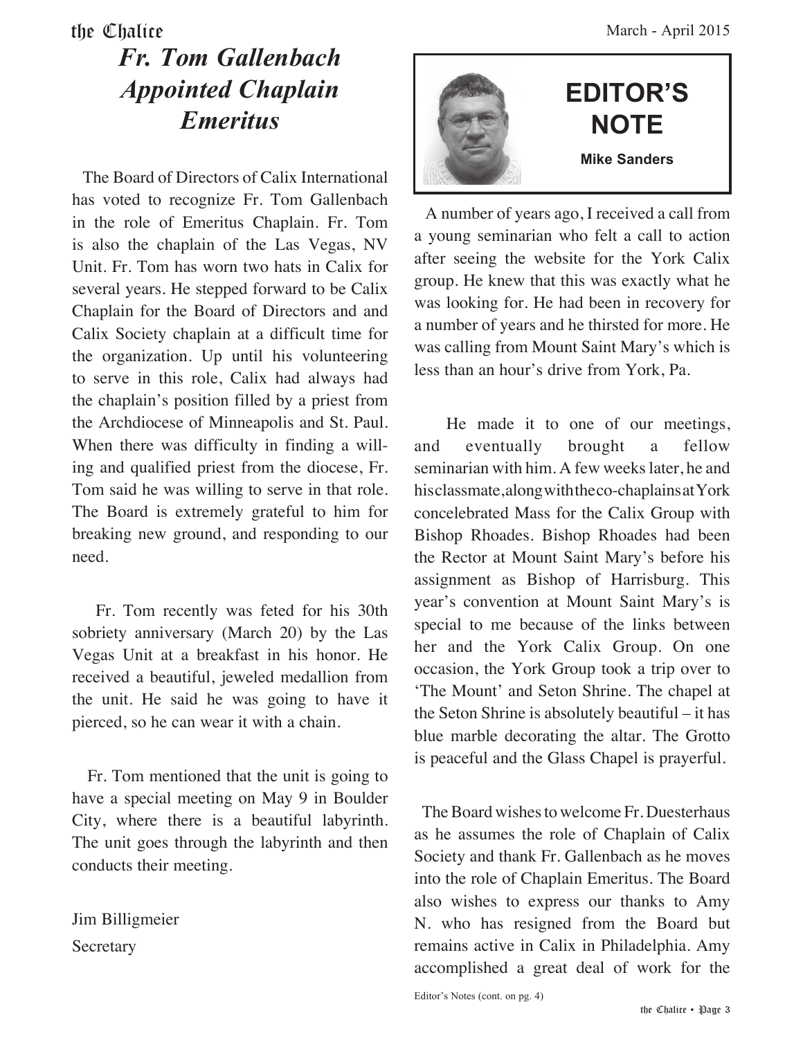# Fr. Tom Gallenbach Appointed Chaplain Emeritus

The Board of Directors of Calix International has voted to recognize Fr. Tom Gallenbach in the role of Emeritus Chaplain. Fr. Tom is also the chaplain of the Las Vegas, NV Unit. Fr. Tom has worn two hats in Calix for several years. He stepped forward to be Calix Chaplain for the Board of Directors and and Calix Society chaplain at a difficult time for the organization. Up until his volunteering to serve in this role, Calix had always had the chaplain's position filled by a priest from the Archdiocese of Minneapolis and St. Paul. When there was difficulty in finding a willing and qualified priest from the diocese, Fr. Tom said he was willing to serve in that role. The Board is extremely grateful to him for breaking new ground, and responding to our need.

Fr. Tom recently was feted for his 30th sobriety anniversary (March 20) by the Las Vegas Unit at a breakfast in his honor. He received a beautiful, jeweled medallion from the unit. He said he was going to have it pierced, so he can wear it with a chain.

Fr. Tom mentioned that the unit is going to have a special meeting on May 9 in Boulder City, where there is a beautiful labyrinth. The unit goes through the labyrinth and then conducts their meeting.

Jim Billigmeier

Secretary

## EDITOR'S NOTE

**Mike Sanders**

A number of years ago, I received a call from a young seminarian who felt a call to action after seeing the website for the York Calix group. He knew that this was exactly what he was looking for. He had been in recovery for a number of years and he thirsted for more. He was calling from Mount Saint Mary's which is less than an hour's drive from York, Pa.

He made it to one of our meetings, and eventually brought a fellow seminarian with him. A few weeks later, he and his classmate, along with the co-chaplains at York concelebrated Mass for the Calix Group with Bishop Rhoades. Bishop Rhoades had been the Rector at Mount Saint Mary's before his assignment as Bishop of Harrisburg. This year's convention at Mount Saint Mary's is special to me because of the links between her and the York Calix Group. On one occasion, the York Group took a trip over to 'The Mount' and Seton Shrine. The chapel at the Seton Shrine is absolutely beautiful – it has blue marble decorating the altar. The Grotto is peaceful and the Glass Chapel is prayerful.

The Board wishes to welcome Fr. Duesterhaus as he assumes the role of Chaplain of Calix Society and thank Fr. Gallenbach as he moves into the role of Chaplain Emeritus. The Board also wishes to express our thanks to Amy N. who has resigned from the Board but remains active in Calix in Philadelphia. Amy accomplished a great deal of work for the

Editor's Notes (cont. on pg. 4)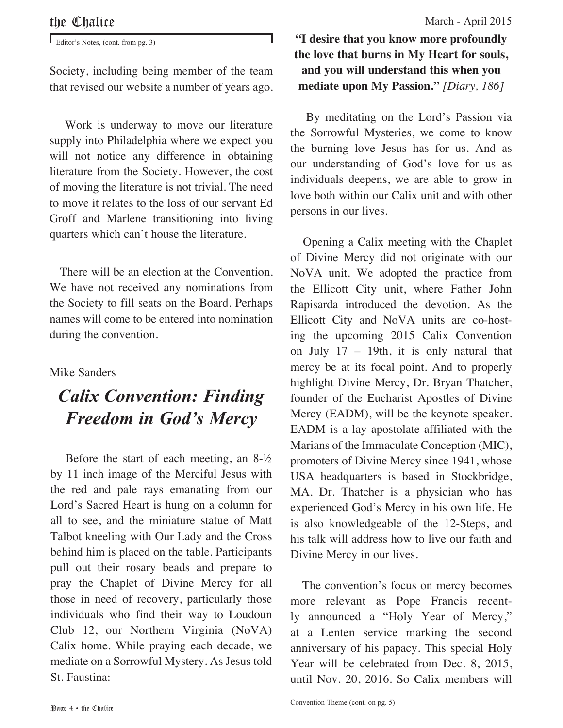Editor's Notes, (cont. from pg. 3)

Society, including being member of the team that revised our website a number of years ago.

Work is underway to move our literature supply into Philadelphia where we expect you will not notice any difference in obtaining literature from the Society. However, the cost of moving the literature is not trivial. The need to move it relates to the loss of our servant Ed Groff and Marlene transitioning into living quarters which can't house the literature.

There will be an election at the Convention. We have not received any nominations from the Society to fill seats on the Board. Perhaps names will come to be entered into nomination during the convention.

Mike Sanders

# *Calix Convention: Finding Freedom in God's Mercy*

Before the start of each meeting, an 8-½ by 11 inch image of the Merciful Jesus with the red and pale rays emanating from our Lord's Sacred Heart is hung on a column for all to see, and the miniature statue of Matt Talbot kneeling with Our Lady and the Cross behind him is placed on the table. Participants pull out their rosary beads and prepare to pray the Chaplet of Divine Mercy for all those in need of recovery, particularly those individuals who find their way to Loudoun Club 12, our Northern Virginia (NoVA) Calix home. While praying each decade, we mediate on a Sorrowful Mystery. As Jesus told St. Faustina:

**"I desire that you know more profoundly the love that burns in My Heart for souls, and you will understand this when you mediate upon My Passion."** *[Diary, 186]*

By meditating on the Lord's Passion via the Sorrowful Mysteries, we come to know the burning love Jesus has for us. And as our understanding of God's love for us as individuals deepens, we are able to grow in love both within our Calix unit and with other persons in our lives.

Opening a Calix meeting with the Chaplet of Divine Mercy did not originate with our NoVA unit. We adopted the practice from the Ellicott City unit, where Father John Rapisarda introduced the devotion. As the Ellicott City and NoVA units are co-hosting the upcoming 2015 Calix Convention on July 17 – 19th, it is only natural that mercy be at its focal point. And to properly highlight Divine Mercy, Dr. Bryan Thatcher, founder of the Eucharist Apostles of Divine Mercy (EADM), will be the keynote speaker. EADM is a lay apostolate affiliated with the Marians of the Immaculate Conception (MIC), promoters of Divine Mercy since 1941, whose USA headquarters is based in Stockbridge, MA. Dr. Thatcher is a physician who has experienced God's Mercy in his own life. He is also knowledgeable of the 12-Steps, and his talk will address how to live our faith and Divine Mercy in our lives.

The convention's focus on mercy becomes more relevant as Pope Francis recently announced a "Holy Year of Mercy," at a Lenten service marking the second anniversary of his papacy. This special Holy Year will be celebrated from Dec. 8, 2015, until Nov. 20, 2016. So Calix members will

Convention Theme (cont. on pg. 5)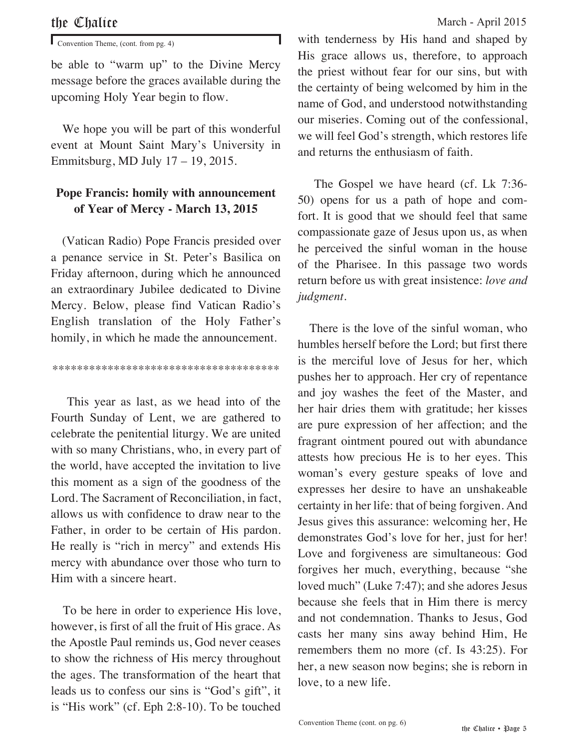Convention Theme, (cont. from pg. 4)

be able to "warm up" to the Divine Mercy message before the graces available during the upcoming Holy Year begin to flow.

We hope you will be part of this wonderful event at Mount Saint Mary's University in Emmitsburg, MD July 17 – 19, 2015.

## Pope Francis: homily with announcement of Year of Mercy - March 13, 2015

(Vatican Radio) Pope Francis presided over a penance service in St. Peter's Basilica on Friday afternoon, during which he announced an extraordinary Jubilee dedicated to Divine Mercy. Below, please find Vatican Radio's English translation of the Holy Father's homily, in which he made the announcement.

*************************************

This year as last, as we head into of the Fourth Sunday of Lent, we are gathered to celebrate the penitential liturgy. We are united with so many Christians, who, in every part of the world, have accepted the invitation to live this moment as a sign of the goodness of the Lord. The Sacrament of Reconciliation, in fact, allows us with confidence to draw near to the Father, in order to be certain of His pardon. He really is "rich in mercy" and extends His mercy with abundance over those who turn to Him with a sincere heart.

To be here in order to experience His love, however, is first of all the fruit of His grace. As the Apostle Paul reminds us, God never ceases to show the richness of His mercy throughout the ages. The transformation of the heart that leads us to confess our sins is "God's gift", it is "His work" (cf. Eph 2:8-10). To be touched with tenderness by His hand and shaped by His grace allows us, therefore, to approach the priest without fear for our sins, but with the certainty of being welcomed by him in the name of God, and understood notwithstanding our miseries. Coming out of the confessional, we will feel God's strength, which restores life and returns the enthusiasm of faith.

The Gospel we have heard (cf. Lk 7:36-50) opens for us a path of hope and comfort. It is good that we should feel that same compassionate gaze of Jesus upon us, as when he perceived the sinful woman in the house of the Pharisee. In this passage two words return before us with great insistence: *love and judgment*.

There is the love of the sinful woman, who humbles herself before the Lord; but first there is the merciful love of Jesus for her, which pushes her to approach. Her cry of repentance and joy washes the feet of the Master, and her hair dries them with gratitude; her kisses are pure expression of her affection; and the fragrant ointment poured out with abundance attests how precious He is to her eyes. This woman's every gesture speaks of love and expresses her desire to have an unshakeable certainty in her life: that of being forgiven. And Jesus gives this assurance: welcoming her, He demonstrates God's love for her, just for her! Love and forgiveness are simultaneous: God forgives her much, everything, because "she loved much" (Luke 7:47); and she adores Jesus because she feels that in Him there is mercy and not condemnation. Thanks to Jesus, God casts her many sins away behind Him, He remembers them no more (cf. Is 43:25). For her, a new season now begins; she is reborn in love, to a new life.

Convention Theme (cont. on pg. 6)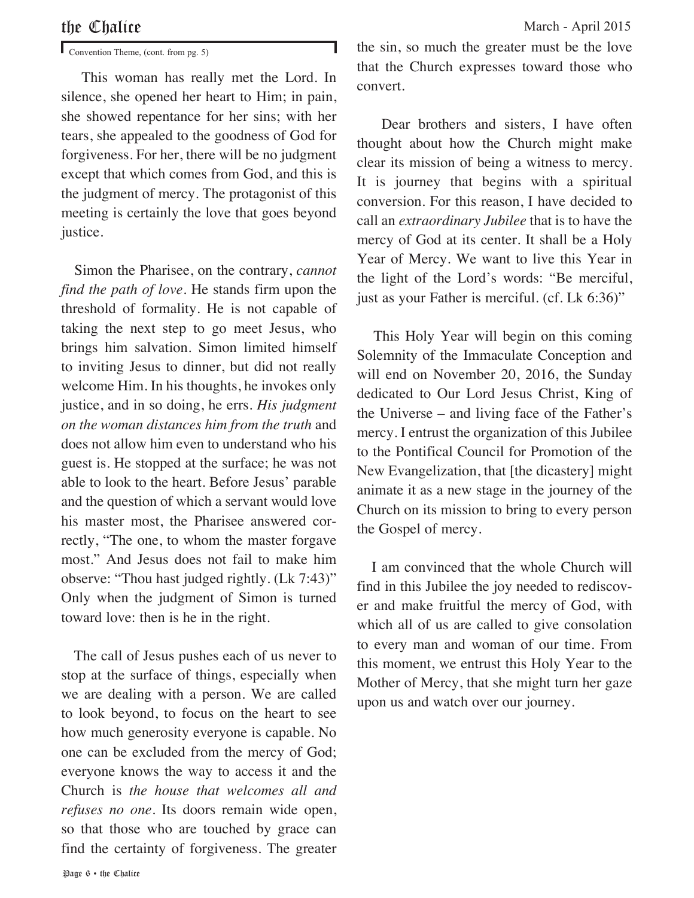Convention Theme, (cont. from pg. 5)

This woman has really met the Lord. In silence, she opened her heart to Him; in pain, she showed repentance for her sins; with her tears, she appealed to the goodness of God for forgiveness. For her, there will be no judgment except that which comes from God, and this is the judgment of mercy. The protagonist of this meeting is certainly the love that goes beyond justice.

Simon the Pharisee, on the contrary, *cannot find the path of love*. He stands firm upon the threshold of formality. He is not capable of taking the next step to go meet Jesus, who brings him salvation. Simon limited himself to inviting Jesus to dinner, but did not really welcome Him. In his thoughts, he invokes only justice, and in so doing, he errs. *His judgment on the woman distances him from the truth* and does not allow him even to understand who his guest is. He stopped at the surface; he was not able to look to the heart. Before Jesus' parable and the question of which a servant would love his master most, the Pharisee answered correctly, "The one, to whom the master forgave most." And Jesus does not fail to make him observe: "Thou hast judged rightly. (Lk 7:43)" Only when the judgment of Simon is turned toward love: then is he in the right.

The call of Jesus pushes each of us never to stop at the surface of things, especially when we are dealing with a person. We are called to look beyond, to focus on the heart to see how much generosity everyone is capable. No one can be excluded from the mercy of God; everyone knows the way to access it and the Church is *the house that welcomes all and refuses no one*. Its doors remain wide open, so that those who are touched by grace can find the certainty of forgiveness. The greater the sin, so much the greater must be the love that the Church expresses toward those who convert.

Dear brothers and sisters, I have often thought about how the Church might make clear its mission of being a witness to mercy. It is journey that begins with a spiritual conversion. For this reason, I have decided to call an *extraordinary Jubilee* that is to have the mercy of God at its center. It shall be a Holy Year of Mercy. We want to live this Year in the light of the Lord's words: "Be merciful, just as your Father is merciful. (cf. Lk 6:36)"

This Holy Year will begin on this coming Solemnity of the Immaculate Conception and will end on November 20, 2016, the Sunday dedicated to Our Lord Jesus Christ, King of the Universe – and living face of the Father's mercy. I entrust the organization of this Jubilee to the Pontifical Council for Promotion of the New Evangelization, that [the dicastery] might animate it as a new stage in the journey of the Church on its mission to bring to every person the Gospel of mercy.

I am convinced that the whole Church will find in this Jubilee the joy needed to rediscover and make fruitful the mercy of God, with which all of us are called to give consolation to every man and woman of our time. From this moment, we entrust this Holy Year to the Mother of Mercy, that she might turn her gaze upon us and watch over our journey.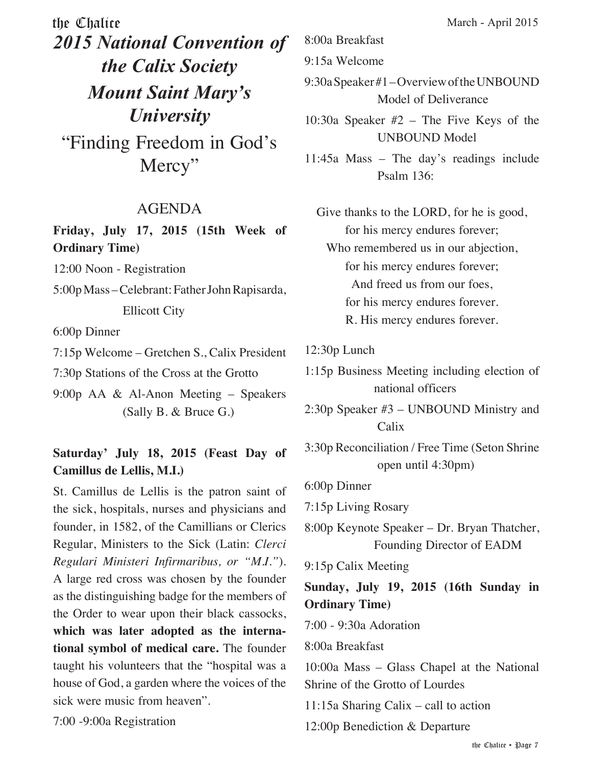# 2015 National Convention of the Calix Society

# Mount Saint Mary's University

## "Finding Freedom in God's Mercy"

## AGENDA

**Friday, July 17, 2015 (15th Week of Ordinary Time)**

12:00 Noon - Registration

5:00p Mass – Celebrant: Father John Rapisarda, Ellicott City

6:00p Dinner

7:15p Welcome – Gretchen S., Calix President

7:30p Stations of the Cross at the Grotto

9:00p AA & Al-Anon Meeting – Speakers (Sally B. & Bruce G.)

**Saturday' July 18, 2015 (Feast Day of Camillus de Lellis, M.I.)**

St. Camillus de Lellis is the patron saint of the sick, hospitals, nurses and physicians and founder, in 1582, of the Camillians or Clerics Regular, Ministers to the Sick (Latin: *Clerci Regulari Ministeri Infirmaribus, or "M.I."*). A large red cross was chosen by the founder as the distinguishing badge for the members of the Order to wear upon their black cassocks, **which was later adopted as the international symbol of medical care.** The founder taught his volunteers that the "hospital was a house of God, a garden where the voices of the sick were music from heaven".

7:00 -9:00a Registration

8:00a Breakfast

9:15a Welcome

9:30a Speaker #1 – Overview of the UNBOUND Model of Deliverance

10:30a Speaker #2 – The Five Keys of the UNBOUND Model

11:45a Mass – The day's readings include Psalm 136:

> Give thanks to the LORD, for he is good,
> for his mercy endures forever;
> Who remembered us in our abjection,
> for his mercy endures forever;
> And freed us from our foes,
> for his mercy endures forever.
> R. His mercy endures forever.

12:30p Lunch

1:15p Business Meeting including election of national officers

2:30p Speaker #3 – UNBOUND Ministry and Calix

3:30p Reconciliation / Free Time (Seton Shrine open until 4:30pm)

6:00p Dinner

7:15p Living Rosary

8:00p Keynote Speaker – Dr. Bryan Thatcher, Founding Director of EADM

9:15p Calix Meeting

**Sunday, July 19, 2015 (16th Sunday in Ordinary Time)**

7:00 - 9:30a Adoration

8:00a Breakfast

10:00a Mass – Glass Chapel at the National Shrine of the Grotto of Lourdes

11:15a Sharing Calix – call to action

12:00p Benediction & Departure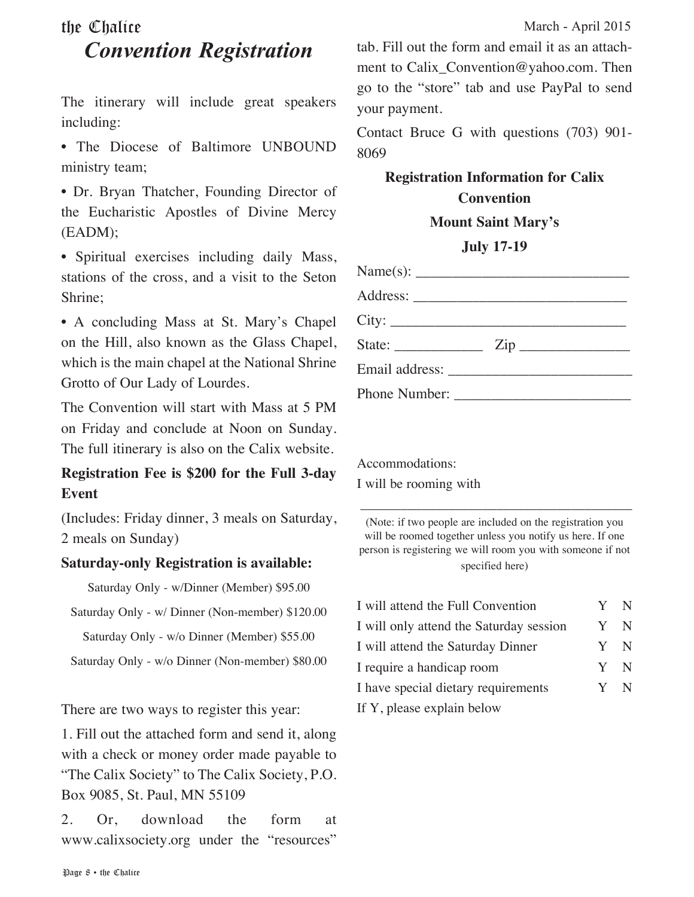# Convention Registration

The itinerary will include great speakers including:

- The Diocese of Baltimore UNBOUND ministry team;
- Dr. Bryan Thatcher, Founding Director of the Eucharistic Apostles of Divine Mercy (EADM);
- Spiritual exercises including daily Mass, stations of the cross, and a visit to the Seton Shrine;
- A concluding Mass at St. Mary's Chapel on the Hill, also known as the Glass Chapel, which is the main chapel at the National Shrine Grotto of Our Lady of Lourdes.

The Convention will start with Mass at 5 PM on Friday and conclude at Noon on Sunday. The full itinerary is also on the Calix website.

**Registration Fee is $200 for the Full 3-day Event**

(Includes: Friday dinner, 3 meals on Saturday, 2 meals on Sunday)

**Saturday-only Registration is available:**

Saturday Only - w/Dinner (Member) $95.00

Saturday Only - w/ Dinner (Non-member) $120.00

Saturday Only - w/o Dinner (Member) $55.00

Saturday Only - w/o Dinner (Non-member) $80.00

There are two ways to register this year:

1. Fill out the attached form and send it, along with a check or money order made payable to "The Calix Society" to The Calix Society, P.O. Box 9085, St. Paul, MN 55109

2. Or, download the form at www.calixsociety.org under the "resources" tab. Fill out the form and email it as an attachment to Calix_Convention@yahoo.com. Then go to the "store" tab and use PayPal to send your payment.

Contact Bruce G with questions (703) 901-8069

**Registration Information for Calix Convention**

**Mount Saint Mary's**

**July 17-19**

Name(s): ____________________________

Address: ____________________________

City: ________________________________

State: ____________ Zip ______________

Email address: ________________________

Phone Number: _______________________

Accommodations:

I will be rooming with

_______________________________________

(Note: if two people are included on the registration you will be roomed together unless you notify us here. If one person is registering we will room you with someone if not specified here)

| | | |
|---|---|---|
| I will attend the Full Convention | Y | N |
| I will only attend the Saturday session | Y | N |
| I will attend the Saturday Dinner | Y | N |
| I require a handicap room | Y | N |
| I have special dietary requirements | Y | N |

If Y, please explain below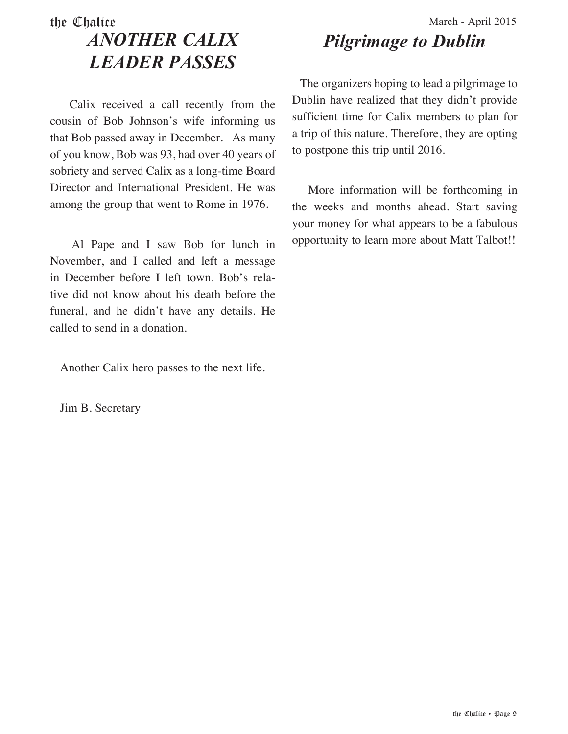# ANOTHER CALIX LEADER PASSES

Calix received a call recently from the cousin of Bob Johnson's wife informing us that Bob passed away in December. As many of you know, Bob was 93, had over 40 years of sobriety and served Calix as a long-time Board Director and International President. He was among the group that went to Rome in 1976.

Al Pape and I saw Bob for lunch in November, and I called and left a message in December before I left town. Bob's relative did not know about his death before the funeral, and he didn't have any details. He called to send in a donation.

Another Calix hero passes to the next life.

Jim B. Secretary

# Pilgrimage to Dublin

The organizers hoping to lead a pilgrimage to Dublin have realized that they didn't provide sufficient time for Calix members to plan for a trip of this nature. Therefore, they are opting to postpone this trip until 2016.

More information will be forthcoming in the weeks and months ahead. Start saving your money for what appears to be a fabulous opportunity to learn more about Matt Talbot!!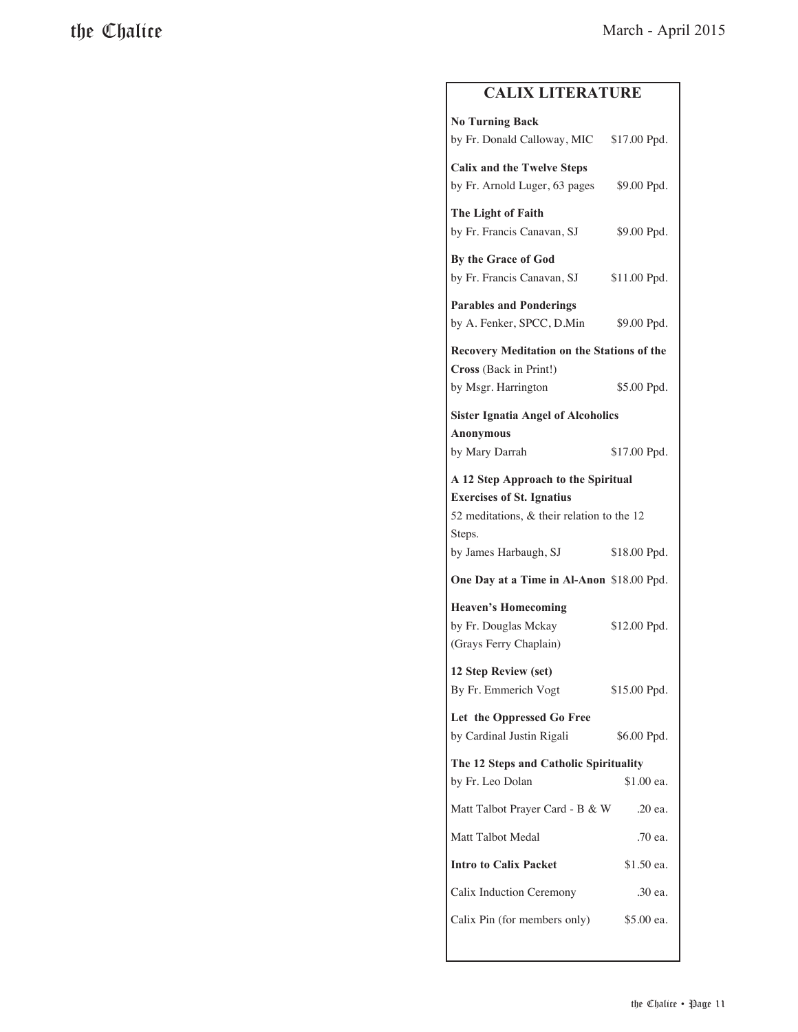## CALIX LITERATURE

**No Turning Back**
by Fr. Donald Calloway, MIC — $17.00 Ppd.

**Calix and the Twelve Steps**
by Fr. Arnold Luger, 63 pages — $9.00 Ppd.

**The Light of Faith**
by Fr. Francis Canavan, SJ — $9.00 Ppd.

**By the Grace of God**
by Fr. Francis Canavan, SJ — $11.00 Ppd.

**Parables and Ponderings**
by A. Fenker, SPCC, D.Min — $9.00 Ppd.

**Recovery Meditation on the Stations of the Cross** (Back in Print!)
by Msgr. Harrington — $5.00 Ppd.

**Sister Ignatia Angel of Alcoholics Anonymous**
by Mary Darrah — $17.00 Ppd.

**A 12 Step Approach to the Spiritual Exercises of St. Ignatius**
52 meditations, & their relation to the 12 Steps.
by James Harbaugh, SJ — $18.00 Ppd.

**One Day at a Time in Al-Anon** — $18.00 Ppd.

**Heaven's Homecoming**
by Fr. Douglas Mckay (Grays Ferry Chaplain) — $12.00 Ppd.

**12 Step Review (set)**
By Fr. Emmerich Vogt — $15.00 Ppd.

**Let the Oppressed Go Free**
by Cardinal Justin Rigali — $6.00 Ppd.

**The 12 Steps and Catholic Spirituality**
by Fr. Leo Dolan — $1.00 ea.

Matt Talbot Prayer Card - B & W — .20 ea.

Matt Talbot Medal — .70 ea.

**Intro to Calix Packet** — $1.50 ea.

Calix Induction Ceremony — .30 ea.

Calix Pin (for members only) — $5.00 ea.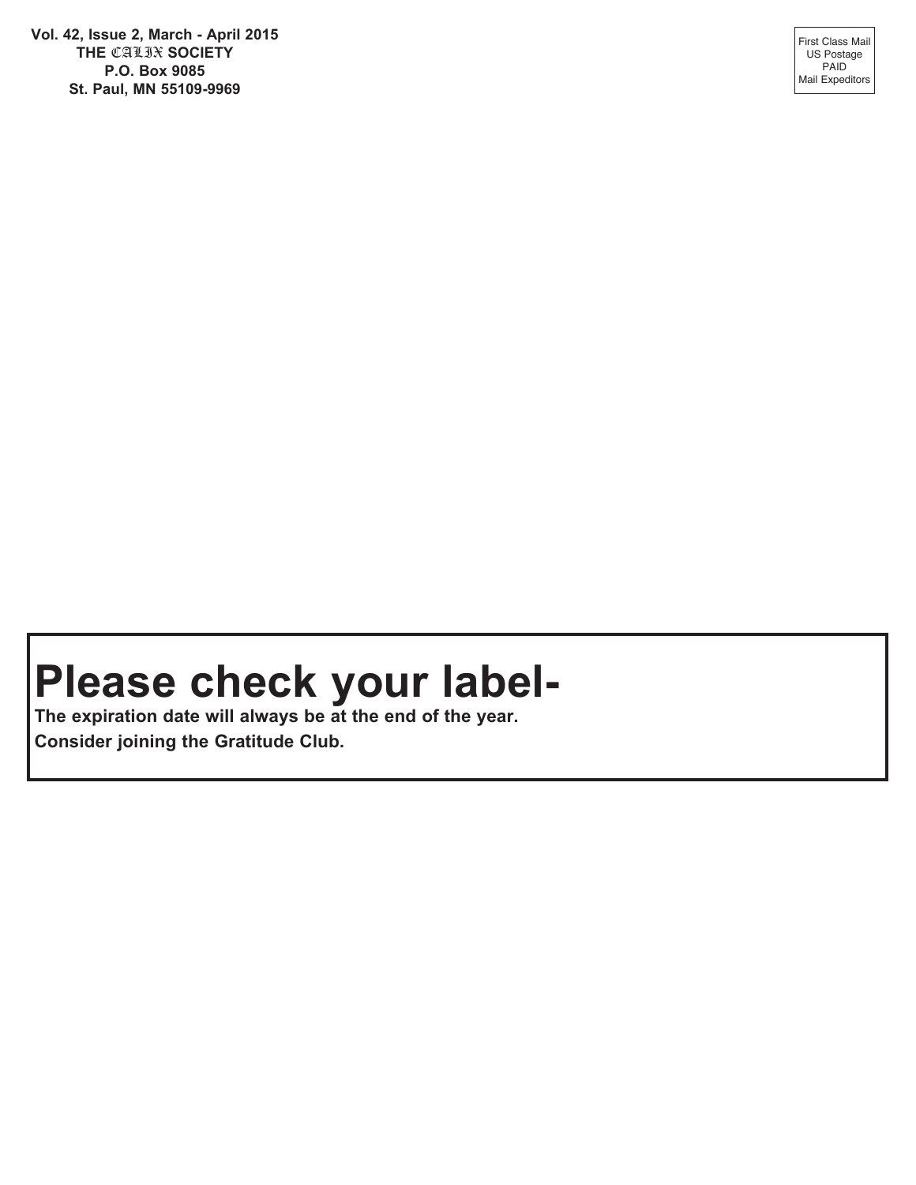**Vol. 42, Issue 2, March - April 2015**
**THE CALIX SOCIETY**
**P.O. Box 9085**
**St. Paul, MN 55109-9969**

First Class Mail
US Postage
PAID
Mail Expeditors

# Please check your label-

**The expiration date will always be at the end of the year.**

**Consider joining the Gratitude Club.**